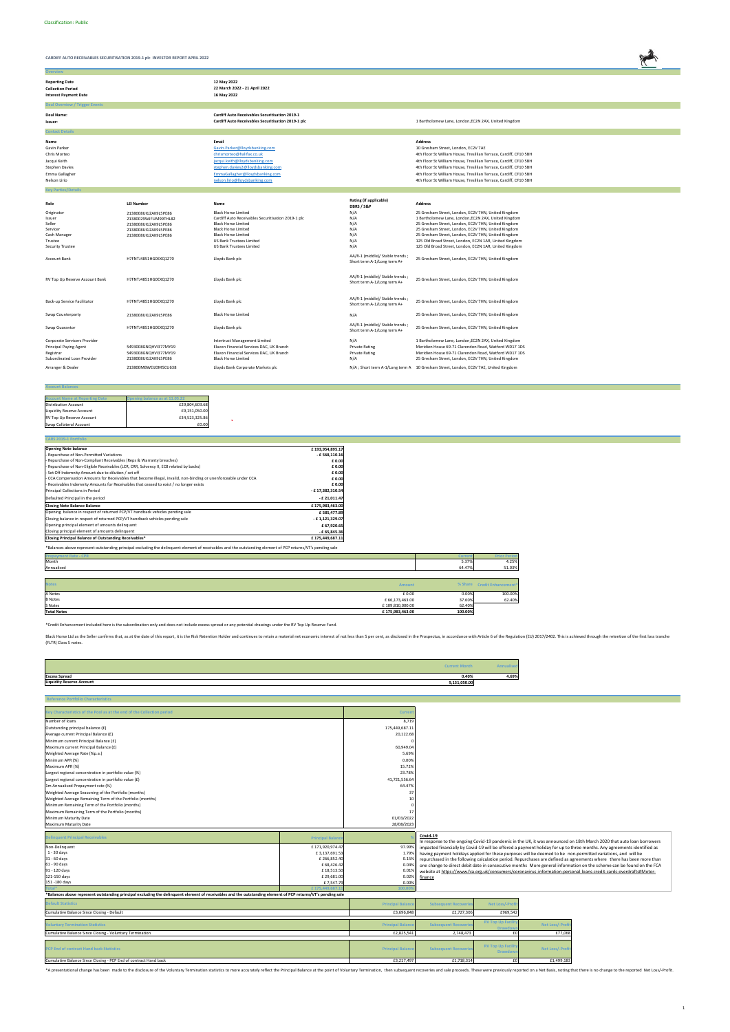Classification: Public

**CARDIFF AUTO RECEIVABLES SECURITISATION 2019-1 plc INVESTOR REPORT APRIL 2022**

## Overview

| | |
|---|---|
| **Reporting Date** | **12 May 2022** |
| **Collection Period** | **22 March 2022 - 21 April 2022** |
| **Interest Payment Date** | **16 May 2022** |

## Deal Overview / Trigger Events

| | | |
|---|---|---|
| **Deal Name:** | **Cardiff Auto Receivables Securitisation 2019-1** | |
| **Issuer:** | **Cardiff Auto Receivables Securitisation 2019-1 plc** | 1 Bartholomew Lane, London,EC2N 2AX, United Kingdom |

## Contact Details

| Name | Email | Address |
|---|---|---|
| Gavin Parker | Gavin.Parker@lloydsbanking.com | 10 Gresham Street, London, EC2V 7AE |
| Chris Morteo | chrismorteo@halifax.co.uk | 4th Floor St William House, Tresillian Terrace, Cardiff, CF10 5BH |
| Jacqui Keith | jacqui.keith@lloydsbanking.com | 4th Floor St William House, Tresillian Terrace, Cardiff, CF10 5BH |
| Stephen Davies | stephen.davies2@lloydsbanking.com | 4th Floor St William House, Tresillian Terrace, Cardiff, CF10 5BH |
| Emma Gallagher | EmmaGallagher@lloydsbanking.com | 4th Floor St William House, Tresillian Terrace, Cardiff, CF10 5BH |
| Nelson Lirio | nelson.lirio@lloydsbanking.com | 4th Floor St William House, Tresillian Terrace, Cardiff, CF10 5BH |

## Key Parties/Details

| Role | LEI Number | Name | Rating (if applicable) DBRS / S&P | Address |
|---|---|---|---|---|
| Originator | 2138008UXJZAK9L5PE86 | Black Horse Limited | N/A | 25 Gresham Street, London, EC2V 7HN, United Kingdom |
| Issuer | 21380029WJFUM99THL82 | Cardiff Auto Receivables Securitisation 2019-1 plc | N/A | 1 Bartholomew Lane, London,EC2N 2AX, United Kingdom |
| Seller | 2138008UXJZAK9L5PE86 | Black Horse Limited | N/A | 25 Gresham Street, London, EC2V 7HN, United Kingdom |
| Servicer | 2138008UXJZAK9L5PE86 | Black Horse Limited | N/A | 25 Gresham Street, London, EC2V 7HN, United Kingdom |
| Cash Manager | 2138008UXJZAK9L5PE86 | Black Horse Limited | N/A | 25 Gresham Street, London, EC2V 7HN, United Kingdom |
| Trustee | | US Bank Trustees Limited | N/A | 125 Old Broad Street, London, EC2N 1AR, United Kingdom |
| Security Trustee | | US Bank Trustees Limited | N/A | 125 Old Broad Street, London, EC2N 1AR, United Kingdom |
| Account Bank | H7FNTJ4851HG0EXQ1Z70 | Lloyds Bank plc | AA/R-1 (middle)/ Stable trends ; Short term A-1/Long term A+ | 25 Gresham Street, London, EC2V 7HN, United Kingdom |
| RV Top Up Reserve Account Bank | H7FNTJ4851HG0EXQ1Z70 | Lloyds Bank plc | AA/R-1 (middle)/ Stable trends ; Short term A-1/Long term A+ | 25 Gresham Street, London, EC2V 7HN, United Kingdom |
| Back-up Service Facilitator | H7FNTJ4851HG0EXQ1Z70 | Lloyds Bank plc | AA/R-1 (middle)/ Stable trends ; Short term A-1/Long term A+ | 25 Gresham Street, London, EC2V 7HN, United Kingdom |
| Swap Counterparty | 2138008UXJZAK9L5PE86 | Black Horse Limited | N/A | 25 Gresham Street, London, EC2V 7HN, United Kingdom |
| Swap Guarantor | H7FNTJ4851HG0EXQ1Z70 | Lloyds Bank plc | AA/R-1 (middle)/ Stable trends ; Short term A-1/Long term A+ | 25 Gresham Street, London, EC2V 7HN, United Kingdom |
| Corporate Servicers Provider | | Intertrust Management Limited | N/A | 1 Bartholomew Lane, London,EC2N 2AX, United Kingdom |
| Principal Paying Agent | 5493008GNQHVI377MY19 | Elavon Financial Services DAC, UK Branch | Private Rating | Meridien House 69-71 Clarendon Road, Watford WD17 1DS |
| Registrar | 5493008GNQHVI377MY19 | Elavon Financial Services DAC, UK Branch | Private Rating | Meridien House 69-71 Clarendon Road, Watford WD17 1DS |
| Subordinated Loan Provider | 2138008UXJZAK9L5PE86 | Black Horse Limited | N/A | 25 Gresham Street, London, EC2V 7HN, United Kingdom |
| Arranger & Dealer | 213800MBWEIJDM5CU638 | Lloyds Bank Corporate Markets plc | N/A ; Short term A-1/Long term A | 10 Gresham Street, London, EC2V 7AE, United Kingdom |

## Account Balances

| Account Name at Reporting Date | Opening balance as at 11.05.22 |
|---|---|
| Distribution Account | £29,804,603.68 |
| Liquidity Reserve Account | £9,151,050.00 |
| RV Top Up Reserve Account | £34,523,325.86 |
| Swap Collateral Account | £0.00 |

## CARS 2019-1 Portfolio

| | |
|---|---|
| **Opening Note balance** | **£ 193,954,895.17** |
| - Repurchase of Non-Permitted Variations | **- £ 568,110.16** |
| - Repurchase of Non-Compliant Receivables (Reps & Warranty breaches) | **£ 0.00** |
| - Repurchase of Non-Eligible Receivables (LCR, CRR, Solvency II, ECB related by backs) | **£ 0.00** |
| - Set Off Indemnity Amount due to dilution / set off | **£ 0.00** |
| - CCA Compensation Amounts for Receivables that become illegal, invalid, non-binding or unenforceable under CCA | **£ 0.00** |
| - Receivables Indemnity Amounts for Receivables that ceased to exist / no longer exists | **£ 0.00** |
| Principal Collections in Period | **- £ 17,382,310.54** |
| Defaulted Principal in the period | **- £ 21,011.47** |
| **Closing Note Balance Balance** | **£ 175,983,463.00** |
| Opening balance in respect of returned PCP/VT handback vehicles pending sale | **£ 585,477.89** |
| Closing balance in respect of returned PCP/VT handback vehicles pending sale | **- £ 1,121,329.07** |
| Opening principal element of amounts delinquent | **£ 67,920.65** |
| Closing principal element of amounts delinquent | **- £ 65,845.36** |
| **Closing Principal Balance of Outstanding Receivables*** | **£ 175,449,687.11** |

*Balances above represent outstanding principal excluding the delinquent element of receivables and the outstanding element of PCP returns/VT's pending sale

| Prepayment Rate - CPR | Current | Prior Period |
|---|---|---|
| Month | 5.37% | 4.25% |
| Annualised | 64.47% | 51.03% |

| Notes | Amount | % Share | Credit Enhancement* |
|---|---|---|---|
| A Notes | £ 0.00 | 0.00% | 100.00% |
| B Notes | £ 66,173,463.00 | 37.60% | 62.40% |
| S Notes | £ 109,810,000.00 | 62.40% | |
| **Total Notes** | **£ 175,983,463.00** | **100.00%** | |

*Credit Enhancement included here is the subordination only and does not include excess spread or any potential drawings under the RV Top Up Reserve Fund.

Black Horse Ltd as the Seller confirms that, as at the date of this report, it is the Risk Retention Holder and continues to retain a material net economic interest of not less than 5 per cent, as disclosed in the Prospectus, in accordance with Article 6 of the Regulation (EU) 2017/2402. This is achieved through the retention of the first loss tranche (FLTR) Class S notes.

| | Current Month | Annualised |
|---|---|---|
| **Excess Spread** | **0.40%** | **4.69%** |
| **Liquidity Reserve Account** | **9,151,050.00** | |

## Reference Portfolio Characteristics

| Key Characteristics of the Pool as at the end of the Collection period | Current |
|---|---|
| Number of loans | 8,719 |
| Outstanding principal balance (£) | 175,449,687.11 |
| Average current Principal Balance (£) | 20,122.68 |
| Minimum current Principal Balance (£) | 0 |
| Maximum current Principal Balance (£) | 60,949.04 |
| Weighted Average Rate (%p.a.) | 5.69% |
| Minimum APR (%) | 0.00% |
| Maximum APR (%) | 15.72% |
| Largest regional concentration in portfolio value (%) | 23.78% |
| Largest regional concentration in portfolio value (£) | 41,721,556.64 |
| 1m Annualised Prepayment rate (%) | 64.47% |
| Weighted Average Seasoning of the Portfolio (months) | 37 |
| Weighted Average Remaining Term of the Portfolio (months) | 10 |
| Minimum Remaining Term of the Portfolio (months) | 0 |
| Maximum Remaining Term of the Portfolio (months) | 17 |
| Minimum Maturity Date | 01/03/2022 |
| Maximum Maturity Date | 28/08/2023 |

| Delinquent Principal Receivables | Principal Balance | % |
|---|---|---|
| Non-Delinquent | £ 171,920,974.47 | 97.99% |
| 1 - 30 days | £ 3,137,691.53 | 1.79% |
| 31 - 60 days | £ 266,852.40 | 0.15% |
| 61 - 90 days | £ 68,426.42 | 0.04% |
| 91 - 120 days | £ 18,513.50 | 0.01% |
| 121-150 days | £ 29,681.00 | 0.02% |
| 151 -180 days | £ 7,547.79 | 0.00% |
| **Total*** | **£ 175,449,687.11** | **100.00%** |

**Covid-19**

In response to the ongoing Covid-19 pandemic in the UK, it was announced on 18th March 2020 that auto loan borrowers impacted financially by Covid-19 will be offered a payment holiday for up to three months. Any agreements identified as having payment holidays applied for these purposes will be deemed to be non-permitted variations, and will be repurchased in the following calculation period. Repurchases are defined as agreements where there has been more than one change to direct debit date in consecutive months More general information on the scheme can be found on the FCA website at https://www.fca.org.uk/consumers/coronavirus-information-personal-loans-credit-cards-overdrafts#Motor-finance

**\*Balances above represent outstanding principal excluding the delinquent element of receivables and the outstanding element of PCP returns/VT's pending sale**

| Default Statistics | Principal Balance | Subsequent Recoveries | Net Loss/-Profit |
|---|---|---|---|
| Cumulative Balance Since Closing - Default | £3,696,848 | £2,727,306 | £969,542 |

| Voluntary Termination Statistics | Principal Balance | Subsequent Recoveries | RV Top Up Facility Drawdown | Net Loss/-Profit |
|---|---|---|---|---|
| Cumulative Balance Since Closing - Voluntary Termination | £2,825,541 | 2,748,473 | £0 | £77,068 |

| PCP End of contract Hand back Statistics | Principal Balance | Subsequent Recoveries | RV Top Up Facility Drawdown | Net Loss/-Profit |
|---|---|---|---|---|
| Cumulative Balance Since Closing - PCP End of contract Hand back | £3,217,497 | £1,718,314 | £0 | £1,499,183 |

*A presentational change has been made to the disclosure of the Voluntary Termination statistics to more accurately reflect the Principal Balance at the point of Voluntary Termination, then subsequent recoveries and sale proceeds. These were previously reported on a Net Basis, noting that there is no change to the reported Net Loss/-Profit.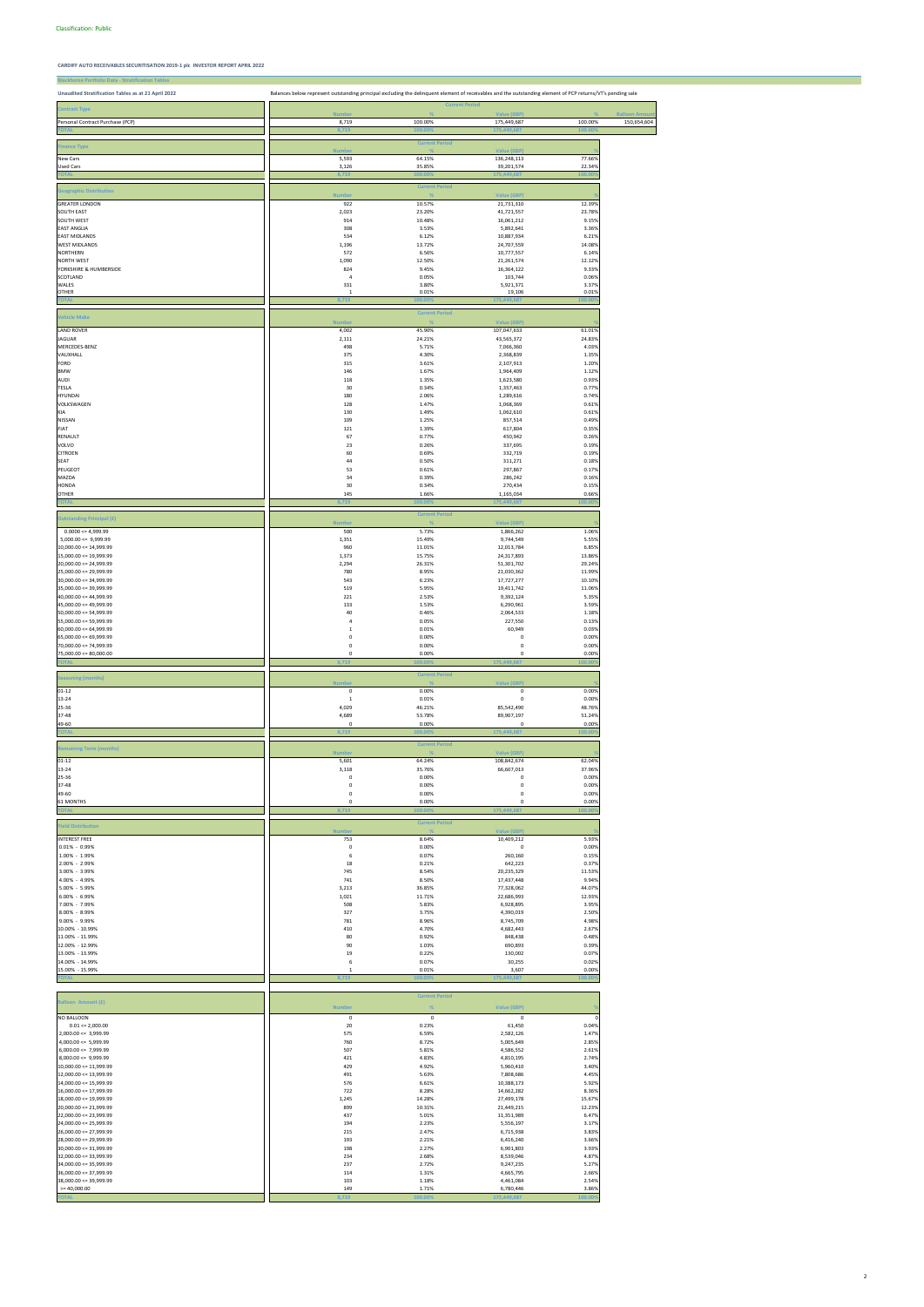Classification: Public

**CARDIFF AUTO RECEIVABLES SECURITISATION 2019-1 plc INVESTOR REPORT APRIL 2022**

**Blackhorse Portfolio Data - Stratification Tables**

**Unaudited Stratification Tables as at 21 April 2022**

Balances below represent outstanding principal excluding the delinquent element of receivables and the outstanding element of PCP returns/VT's pending sale

| Contract Type | Current Period | | | | |
|---|---|---|---|---|---|
| | Number | % | Value (GBP) | % | Balloon Amount |
| Personal Contract Purchase (PCP) | 8,719 | 100.00% | 175,449,687 | 100.00% | 150,654,604 |
| TOTAL | 8,719 | 100.00% | 175,449,687 | 100.00% | |

| Finance Type | Current Period | | | |
|---|---|---|---|---|
| | Number | % | Value (GBP) | % |
| New Cars | 5,593 | 64.15% | 136,248,113 | 77.66% |
| Used Cars | 3,126 | 35.85% | 39,201,574 | 22.34% |
| TOTAL | 8,719 | 100.00% | 175,449,687 | 100.00% |

| Geographic Distribution | Current Period | | | |
|---|---|---|---|---|
| | Number | % | Value (GBP) | % |
| GREATER LONDON | 922 | 10.57% | 21,731,310 | 12.39% |
| SOUTH EAST | 2,023 | 23.20% | 41,721,557 | 23.78% |
| SOUTH WEST | 914 | 10.48% | 16,061,212 | 9.15% |
| EAST ANGLIA | 308 | 3.53% | 5,892,641 | 3.36% |
| EAST MIDLANDS | 534 | 6.12% | 10,887,934 | 6.21% |
| WEST MIDLANDS | 1,196 | 13.72% | 24,707,559 | 14.08% |
| NORTHERN | 572 | 6.56% | 10,777,557 | 6.14% |
| NORTH WEST | 1,090 | 12.50% | 21,261,574 | 12.12% |
| YORKSHIRE & HUMBERSIDE | 824 | 9.45% | 16,364,122 | 9.33% |
| SCOTLAND | 4 | 0.05% | 103,744 | 0.06% |
| WALES | 331 | 3.80% | 5,921,371 | 3.37% |
| OTHER | 1 | 0.01% | 19,106 | 0.01% |
| TOTAL | 8,719 | 100.00% | 175,449,687 | 100.00% |

| Vehicle Make | Current Period | | | |
|---|---|---|---|---|
| | Number | % | Value (GBP) | % |
| LAND ROVER | 4,002 | 45.90% | 107,047,633 | 61.01% |
| JAGUAR | 2,111 | 24.21% | 43,565,372 | 24.83% |
| MERCEDES-BENZ | 498 | 5.71% | 7,066,360 | 4.03% |
| VAUXHALL | 375 | 4.30% | 2,368,839 | 1.35% |
| FORD | 315 | 3.61% | 2,107,913 | 1.20% |
| BMW | 146 | 1.67% | 1,964,409 | 1.12% |
| AUDI | 118 | 1.35% | 1,623,580 | 0.93% |
| TESLA | 30 | 0.34% | 1,357,463 | 0.77% |
| HYUNDAI | 180 | 2.06% | 1,289,616 | 0.74% |
| VOLKSWAGEN | 128 | 1.47% | 1,068,369 | 0.61% |
| KIA | 130 | 1.49% | 1,062,610 | 0.61% |
| NISSAN | 109 | 1.25% | 857,514 | 0.49% |
| FIAT | 121 | 1.39% | 617,804 | 0.35% |
| RENAULT | 67 | 0.77% | 450,942 | 0.26% |
| VOLVO | 23 | 0.26% | 337,695 | 0.19% |
| CITROEN | 60 | 0.69% | 332,719 | 0.19% |
| SEAT | 44 | 0.50% | 311,271 | 0.18% |
| PEUGEOT | 53 | 0.61% | 297,867 | 0.17% |
| MAZDA | 34 | 0.39% | 286,242 | 0.16% |
| HONDA | 30 | 0.34% | 270,434 | 0.15% |
| OTHER | 145 | 1.66% | 1,165,054 | 0.66% |
| TOTAL | 8,719 | 100.00% | 175,449,687 | 100.00% |

| Outstanding Principal (£) | Current Period | | | |
|---|---|---|---|---|
| | Number | % | Value (GBP) | % |
| 0.0000 <= 4,999.99 | 500 | 5.73% | 1,866,262 | 1.06% |
| 5,000.00 <= 9,999.99 | 1,351 | 15.49% | 9,744,549 | 5.55% |
| 10,000.00 <= 14,999.99 | 960 | 11.01% | 12,013,784 | 6.85% |
| 15,000.00 <= 19,999.99 | 1,373 | 15.75% | 24,317,893 | 13.86% |
| 20,000.00 <= 24,999.99 | 2,294 | 26.31% | 51,301,702 | 29.24% |
| 25,000.00 <= 29,999.99 | 780 | 8.95% | 21,030,362 | 11.99% |
| 30,000.00 <= 34,999.99 | 543 | 6.23% | 17,727,277 | 10.10% |
| 35,000.00 <= 39,999.99 | 519 | 5.95% | 19,411,742 | 11.06% |
| 40,000.00 <= 44,999.99 | 221 | 2.53% | 9,392,124 | 5.35% |
| 45,000.00 <= 49,999.99 | 133 | 1.53% | 6,290,961 | 3.59% |
| 50,000.00 <= 54,999.99 | 40 | 0.46% | 2,064,533 | 1.18% |
| 55,000.00 <= 59,999.99 | 4 | 0.05% | 227,550 | 0.13% |
| 60,000.00 <= 64,999.99 | 1 | 0.01% | 60,949 | 0.03% |
| 65,000.00 <= 69,999.99 | 0 | 0.00% | 0 | 0.00% |
| 70,000.00 <= 74,999.99 | 0 | 0.00% | 0 | 0.00% |
| 75,000.00 <= 80,000.00 | 0 | 0.00% | 0 | 0.00% |
| TOTAL | 8,719 | 100.00% | 175,449,687 | 100.00% |

| Seasoning (months) | Current Period | | | |
|---|---|---|---|---|
| | Number | % | Value (GBP) | % |
| 01-12 | 0 | 0.00% | 0 | 0.00% |
| 13-24 | 1 | 0.01% | 0 | 0.00% |
| 25-36 | 4,029 | 46.21% | 85,542,490 | 48.76% |
| 37-48 | 4,689 | 53.78% | 89,907,197 | 51.24% |
| 49-60 | 0 | 0.00% | 0 | 0.00% |
| TOTAL | 8,719 | 100.00% | 175,449,687 | 100.00% |

| Remaining Term (months) | Current Period | | | |
|---|---|---|---|---|
| | Number | % | Value (GBP) | % |
| 01-12 | 5,601 | 64.24% | 108,842,674 | 62.04% |
| 13-24 | 3,118 | 35.76% | 66,607,013 | 37.96% |
| 25-36 | 0 | 0.00% | 0 | 0.00% |
| 37-48 | 0 | 0.00% | 0 | 0.00% |
| 49-60 | 0 | 0.00% | 0 | 0.00% |
| 61 MONTHS | 0 | 0.00% | 0 | 0.00% |
| TOTAL | 8,719 | 100.00% | 175,449,687 | 100.00% |

| Yield Distribution | Current Period | | | |
|---|---|---|---|---|
| | Number | % | Value (GBP) | % |
| INTEREST FREE | 753 | 8.64% | 10,409,212 | 5.93% |
| 0.01% - 0.99% | 0 | 0.00% | 0 | 0.00% |
| 1.00% - 1.99% | 6 | 0.07% | 260,160 | 0.15% |
| 2.00% - 2.99% | 18 | 0.21% | 642,223 | 0.37% |
| 3.00% - 3.99% | 745 | 8.54% | 20,235,329 | 11.53% |
| 4.00% - 4.99% | 741 | 8.50% | 17,437,448 | 9.94% |
| 5.00% - 5.99% | 3,213 | 36.85% | 77,328,062 | 44.07% |
| 6.00% - 6.99% | 1,021 | 11.71% | 22,686,993 | 12.93% |
| 7.00% - 7.99% | 508 | 5.83% | 6,928,895 | 3.95% |
| 8.00% - 8.99% | 327 | 3.75% | 4,390,019 | 2.50% |
| 9.00% - 9.99% | 781 | 8.96% | 8,745,709 | 4.98% |
| 10.00% - 10.99% | 410 | 4.70% | 4,682,443 | 2.67% |
| 11.00% - 11.99% | 80 | 0.92% | 848,438 | 0.48% |
| 12.00% - 12.99% | 90 | 1.03% | 690,893 | 0.39% |
| 13.00% - 13.99% | 19 | 0.22% | 130,002 | 0.07% |
| 14.00% - 14.99% | 6 | 0.07% | 30,255 | 0.02% |
| 15.00% - 15.99% | 1 | 0.01% | 3,607 | 0.00% |
| TOTAL | 8,719 | 100.00% | 175,449,687 | 100.00% |

| Balloon Amount (£) | Current Period | | | |
|---|---|---|---|---|
| | Number | % | Value (GBP) | % |
| NO BALLOON | 0 | 0 | 0 | 0 |
| 0.01 <= 2,000.00 | 20 | 0.23% | 61,450 | 0.04% |
| 2,000.00 <= 3,999.99 | 575 | 6.59% | 2,582,126 | 1.47% |
| 4,000.00 <= 5,999.99 | 760 | 8.72% | 5,005,649 | 2.85% |
| 6,000.00 <= 7,999.99 | 507 | 5.81% | 4,586,552 | 2.61% |
| 8,000.00 <= 9,999.99 | 421 | 4.83% | 4,810,195 | 2.74% |
| 10,000.00 <= 11,999.99 | 429 | 4.92% | 5,960,410 | 3.40% |
| 12,000.00 <= 13,999.99 | 491 | 5.63% | 7,808,686 | 4.45% |
| 14,000.00 <= 15,999.99 | 576 | 6.61% | 10,388,173 | 5.92% |
| 16,000.00 <= 17,999.99 | 722 | 8.28% | 14,662,282 | 8.36% |
| 18,000.00 <= 19,999.99 | 1,245 | 14.28% | 27,499,178 | 15.67% |
| 20,000.00 <= 21,999.99 | 899 | 10.31% | 21,449,215 | 12.23% |
| 22,000.00 <= 23,999.99 | 437 | 5.01% | 11,351,989 | 6.47% |
| 24,000.00 <= 25,999.99 | 194 | 2.23% | 5,556,197 | 3.17% |
| 26,000.00 <= 27,999.99 | 215 | 2.47% | 6,715,938 | 3.83% |
| 28,000.00 <= 29,999.99 | 193 | 2.21% | 6,416,240 | 3.66% |
| 30,000.00 <= 31,999.99 | 198 | 2.27% | 6,901,803 | 3.93% |
| 32,000.00 <= 33,999.99 | 234 | 2.68% | 8,539,046 | 4.87% |
| 34,000.00 <= 35,999.99 | 237 | 2.72% | 9,247,235 | 5.27% |
| 36,000.00 <= 37,999.99 | 114 | 1.31% | 4,665,795 | 2.66% |
| 38,000.00 <= 39,999.99 | 103 | 1.18% | 4,461,084 | 2.54% |
| >= 40,000.00 | 149 | 1.71% | 6,780,446 | 3.86% |
| TOTAL | 8,719 | 100.00% | 175,449,687 | 100.00% |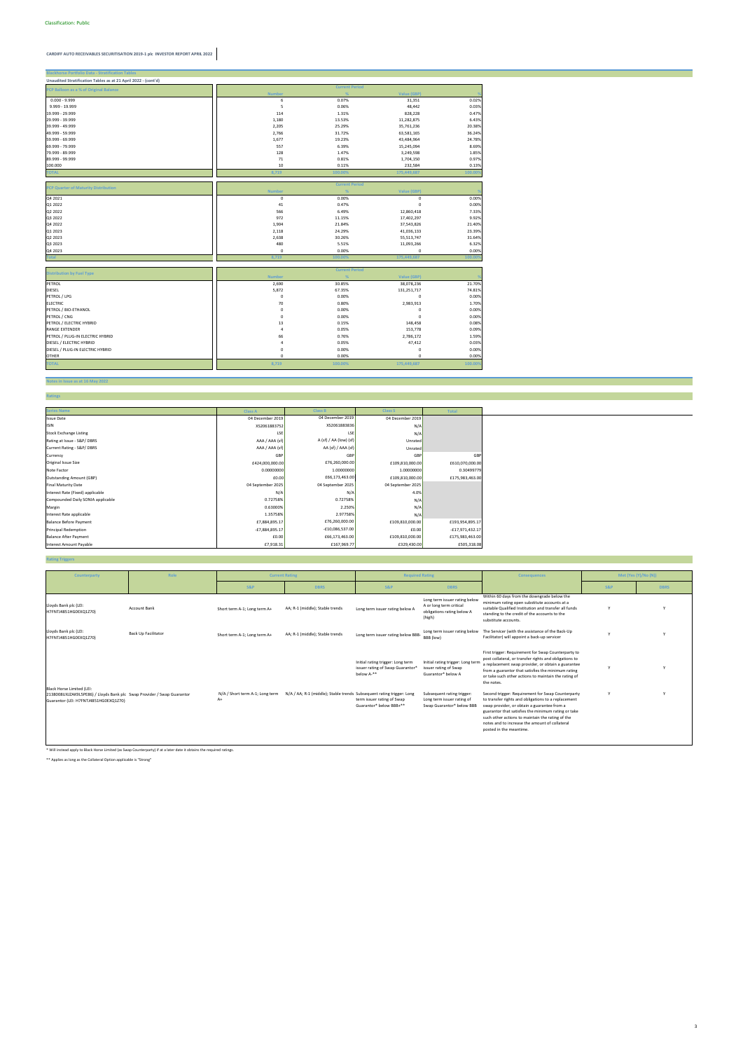Classification: Public

**CARDIFF AUTO RECEIVABLES SECURITISATION 2019-1 plc INVESTOR REPORT APRIL 2022**

## Blackhorse Portfolio Data - Stratification Tables

**Unaudited Stratification Tables as at 21 April 2022 - (cont'd)**

| PCP Balloon as a % of Original Balance | Current Period | | | |
|---|---|---|---|---|
| | Number | % | Value (GBP) | % |
| 0.000 - 9.999 | 6 | 0.07% | 31,351 | 0.02% |
| 9.999 - 19.999 | 5 | 0.06% | 48,442 | 0.03% |
| 19.999 - 29.999 | 114 | 1.31% | 828,228 | 0.47% |
| 29.999 - 39.999 | 1,180 | 13.53% | 11,282,875 | 6.43% |
| 39.999 - 49.999 | 2,205 | 25.29% | 35,761,236 | 20.38% |
| 49.999 - 59.999 | 2,766 | 31.72% | 63,581,165 | 36.24% |
| 59.999 - 69.999 | 1,677 | 19.23% | 43,484,964 | 24.78% |
| 69.999 - 79.999 | 557 | 6.39% | 15,245,094 | 8.69% |
| 79.999 - 89.999 | 128 | 1.47% | 3,249,598 | 1.85% |
| 89.999 - 99.999 | 71 | 0.81% | 1,704,150 | 0.97% |
| 100.000 | 10 | 0.11% | 232,584 | 0.13% |
| TOTAL | 8,719 | 100.00% | 175,449,687 | 100.00% |

| PCP Quarter of Maturity Distribution | Current Period | | | |
|---|---|---|---|---|
| | Number | % | Value (GBP) | % |
| Q4 2021 | 0 | 0.00% | 0 | 0.00% |
| Q1 2022 | 41 | 0.47% | 0 | 0.00% |
| Q2 2022 | 566 | 6.49% | 12,860,418 | 7.33% |
| Q3 2022 | 972 | 11.15% | 17,402,297 | 9.92% |
| Q4 2022 | 1,904 | 21.84% | 37,543,826 | 21.40% |
| Q1 2023 | 2,118 | 24.29% | 41,036,133 | 23.39% |
| Q2 2023 | 2,638 | 30.26% | 55,513,747 | 31.64% |
| Q3 2023 | 480 | 5.51% | 11,093,266 | 6.32% |
| Q4 2023 | 0 | 0.00% | 0 | 0.00% |
| Total | 8,719 | 100.00% | 175,449,687 | 100.00% |

| Distribution by Fuel Type | Current Period | | | |
|---|---|---|---|---|
| | Number | % | Value (GBP) | % |
| PETROL | 2,690 | 30.85% | 38,078,236 | 21.70% |
| DIESEL | 5,872 | 67.35% | 131,251,717 | 74.81% |
| PETROL / LPG | 0 | 0.00% | 0 | 0.00% |
| ELECTRIC | 70 | 0.80% | 2,983,913 | 1.70% |
| PETROL / BIO-ETHANOL | 0 | 0.00% | 0 | 0.00% |
| PETROL / CNG | 0 | 0.00% | 0 | 0.00% |
| PETROL / ELECTRIC HYBRID | 13 | 0.15% | 148,458 | 0.08% |
| RANGE EXTENDER | 4 | 0.05% | 153,778 | 0.09% |
| PETROL / PLUG-IN ELECTRIC HYBRID | 66 | 0.76% | 2,786,172 | 1.59% |
| DIESEL / ELECTRIC HYBRID | 4 | 0.05% | 47,412 | 0.03% |
| DIESEL / PLUG-IN ELECTRIC HYBRID | 0 | 0.00% | 0 | 0.00% |
| OTHER | 0 | 0.00% | 0 | 0.00% |
| TOTAL | 8,719 | 100.00% | 175,449,687 | 100.00% |

## Notes in Issue as at 16 May 2022

## Ratings

| Series Name | Class A | Class B | Class S | Total |
|---|---|---|---|---|
| Issue Date | 04 December 2019 | 04 December 2019 | 04 December 2019 | |
| ISIN | XS2061883752 | XS2061883836 | N/A | |
| Stock Exchange Listing | LSE | LSE | N/A | |
| Rating at Issue - S&P/ DBRS | AAA / AAA (sf) | A (sf) / AA (low) (sf) | Unrated | |
| Current Rating - S&P/ DBRS | AAA / AAA (sf) | AA (sf) / AAA (sf) | Unrated | |
| Currency | GBP | GBP | GBP | GBP |
| Original Issue Size | £424,000,000.00 | £76,260,000.00 | £109,810,000.00 | £610,070,000.00 |
| Note Factor | 0.00000000 | 1.00000000 | 1.00000000 | 0.30499779 |
| Outstanding Amount (GBP) | £0.00 | £66,173,463.00 | £109,810,000.00 | £175,983,463.00 |
| Final Maturity Date | 04 September 2025 | 04 September 2025 | 04 September 2025 | |
| Interest Rate (Fixed) applicable | N/A | N/A | 4.0% | |
| Compounded Daily SONIA applicable | 0.72758% | 0.72758% | N/A | |
| Margin | 0.63000% | 2.250% | N/A | |
| Interest Rate applicable | 1.35758% | 2.97758% | N/A | |
| Balance Before Payment | £7,884,895.17 | £76,260,000.00 | £109,810,000.00 | £193,954,895.17 |
| Principal Redemption | -£7,884,895.17 | -£10,086,537.00 | £0.00 | -£17,971,432.17 |
| Balance After Payment | £0.00 | £66,173,463.00 | £109,810,000.00 | £175,983,463.00 |
| Interest Amount Payable | £7,918.31 | £167,969.77 | £329,430.00 | £505,318.08 |

## Rating Triggers

| Counterparty | Role | Current Rating | | Required Rating | | Consequences | Met (Yes (Y)/No (N)) | |
|---|---|---|---|---|---|---|---|---|
| | | S&P | DBRS | S&P | DBRS | | S&P | DBRS |
| Lloyds Bank plc (LEI: H7FNTJ4851HG0EXQ1Z70) | Account Bank | Short term A-1; Long term A+ | AA; R-1 (middle); Stable trends | Long term issuer rating below A | Long term issuer rating below A or long term critical obligations rating below A (high) | Within 60 days from the downgrade below the minimum rating open substitute accounts at a suitable Qualified Institution and transfer all funds standing to the credit of the accounts to the substitute accounts. | Y | Y |
| Lloyds Bank plc (LEI: H7FNTJ4851HG0EXQ1Z70) | Back Up Facilitator | Short term A-1; Long term A+ | AA; R-1 (middle); Stable trends | Long term issuer rating below BBB- | Long term issuer rating below BBB (low) | The Servicer (with the assistance of the Back-Up Facilitator) will appoint a back-up servicer | Y | Y |
| Black Horse Limited (LEI: 2138008UXJZAK9L5PE86) / Lloyds Bank plc Guarantor (LEI: H7FNTJ4851HG0EXQ1Z70) | Swap Provider / Swap Guarantor | N/A / Short term A-1; Long term A+ | N/A / AA; R-1 (middle); Stable trends | Initial rating trigger: Long term issuer rating of Swap Guarantor* below A-** | Initial rating trigger: Long term issuer rating of Swap Guarantor* below A | First trigger: Requirement for Swap Counterparty to post collateral, or transfer rights and obligations to a replacement swap provider, or obtain a guarantee from a guarantor that satisfies the minimum rating or take such other actions to maintain the rating of the notes. | Y | Y |
| | | | | Subsequent rating trigger: Long term issuer rating of Swap Guarantor* below BBB+** | Subsequent rating trigger: Long term issuer rating of Swap Guarantor* below BBB | Second trigger: Requirement for Swap Counterparty to transfer rights and obligations to a replacement swap provider, or obtain a guarantee from a guarantor that satisfies the minimum rating or take such other actions to maintain the rating of the notes and to increase the amount of collateral posted in the meantime. | Y | Y |

\* Will instead apply to Black Horse Limited (as Swap Counterparty) if at a later date it obtains the required ratings.

\*\* Applies as long as the Collateral Option applicable is "Strong"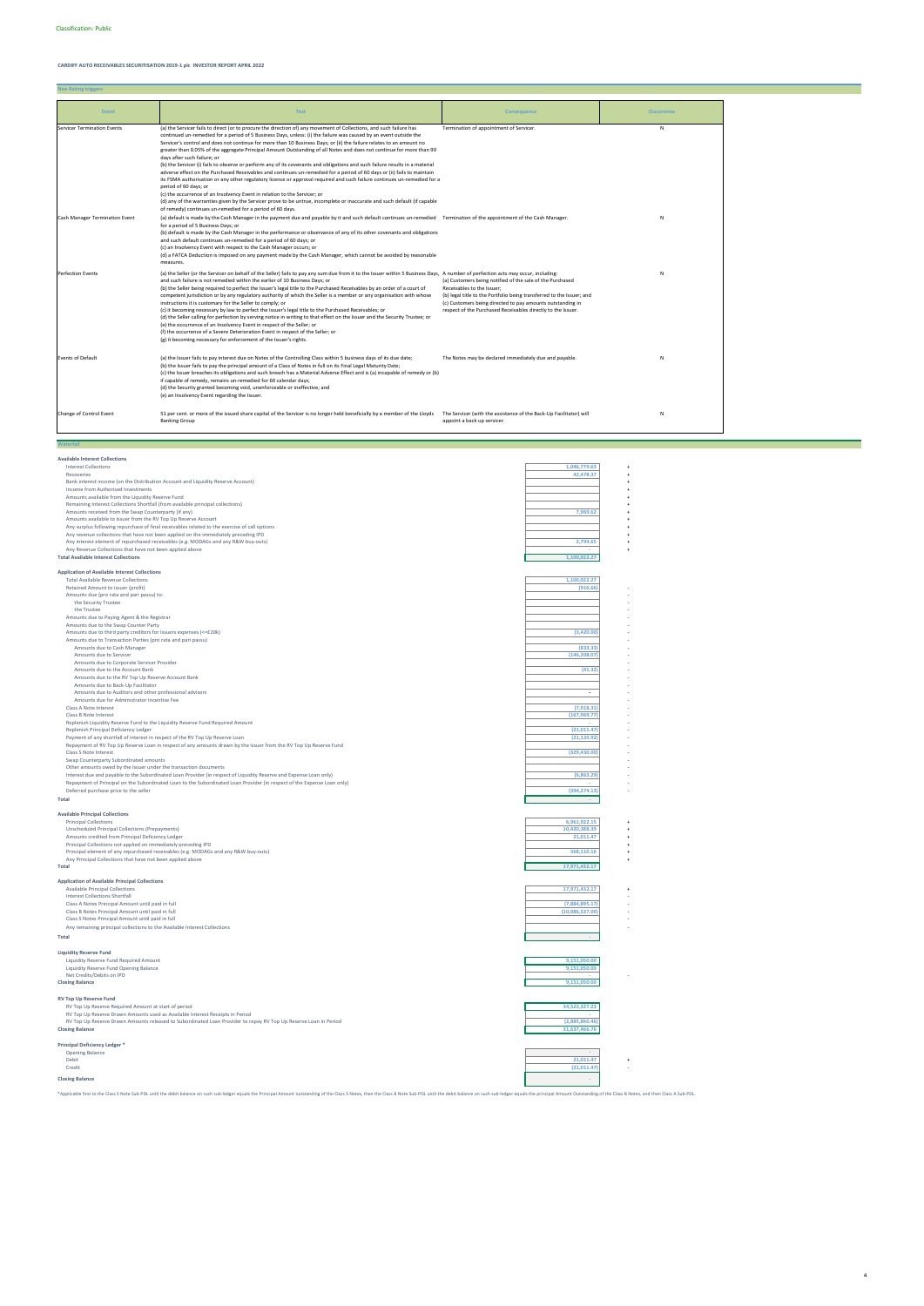# CARDIFF AUTO RECEIVABLES SECURITISATION 2019-1 plc INVESTOR REPORT APRIL 2022

## Non Rating triggers

| Event | Test | Consequence | Occurrence |
|---|---|---|---|
| Servicer Termination Events | (a) the Servicer fails to direct (or to procure the direction of) any movement of Collections, and such failure has continued un-remedied for a period of 5 Business Days, unless: (i) the failure was caused by an event outside the Servicer's control and does not continue for more than 10 Business Days; or (ii) the failure relates to an amount no greater than 0.05% of the aggregate Principal Amount Outstanding of all Notes and does not continue for more than 90 days after such failure; or<br>(b) the Servicer (i) fails to observe or perform any of its covenants and obligations and such failure results in a material adverse effect on the Purchased Receivables and continues un-remedied for a period of 60 days or (ii) fails to maintain its FSMA authorisation or any other regulatory licence or approval required and such failure continues un-remedied for a period of 60 days; or<br>(c) the occurrence of an Insolvency Event in relation to the Servicer; or<br>(d) any of the warranties given by the Servicer prove to be untrue, incomplete or inaccurate and such default (if capable of remedy) continues un-remedied for a period of 60 days. | Termination of appointment of Servicer. | N |
| Cash Manager Termination Event | (a) default is made by the Cash Manager in the payment due and payable by it and such default continues un-remedied for a period of 5 Business Days; or<br>(b) default is made by the Cash Manager in the performance or observance of any of its other covenants and obligations and such default continues un-remedied for a period of 60 days; or<br>(c) an Insolvency Event with respect to the Cash Manager occurs; or<br>(d) a FATCA Deduction is imposed on any payment made by the Cash Manager, which cannot be avoided by reasonable measures. | Termination of the appointment of the Cash Manager. | N |
| Perfection Events | (a) the Seller (or the Servicer on behalf of the Seller) fails to pay any sum due from it to the Issuer within 5 Business Days, and such failure is not remedied within the earlier of 10 Business Days; or<br>(b) the Seller being required to perfect the Issuer's legal title to the Purchased Receivables by an order of a court of competent jurisdiction or by any regulatory authority of which the Seller is a member or any organisation with whose instructions it is customary for the Seller to comply; or<br>(c) it becoming necessary by law to perfect the Issuer's legal title to the Purchased Receivables; or<br>(d) the Seller calling for perfection by serving notice in writing to that effect on the Issuer and the Security Trustee; or<br>(e) the occurrence of an Insolvency Event in respect of the Seller; or<br>(f) the occurrence of a Severe Deterioration Event in respect of the Seller; or<br>(g) it becoming necessary for enforcement of the Issuer's rights. | A number of perfection acts may occur, including:<br>(a) Customers being notified of the sale of the Purchased Receivables to the Issuer;<br>(b) legal title to the Portfolio being transferred to the Issuer; and<br>(c) Customers being directed to pay amounts outstanding in respect of the Purchased Receivables directly to the Issuer. | N |
| Events of Default | (a) the Issuer fails to pay interest due on Notes of the Controlling Class within 5 business days of its due date;<br>(b) the Issuer fails to pay the principal amount of a Class of Notes in full on its Final Legal Maturity Date;<br>(c) the Issuer breaches its obligations and such breach has a Material Adverse Effect and is (a) incapable of remedy or (b) if capable of remedy, remains un-remedied for 60 calendar days;<br>(d) the Security granted becoming void, unenforceable or ineffective; and<br>(e) an Insolvency Event regarding the Issuer. | The Notes may be declared immediately due and payable. | N |
| Change of Control Event | 51 per cent. or more of the issued share capital of the Servicer is no longer held beneficially by a member of the Lloyds Banking Group | The Servicer (with the assistance of the Back-Up Facilitator) will appoint a back up servicer. | N |

## Waterfall

### Available Interest Collections

| | Amount | |
|---|---|---|
| Interest Collections | 1,046,779.63 | + |
| Recoveries | 42,478.37 | + |
| Bank interest income (on the Distribution Account and Liquidity Reserve Account) | | + |
| Income from Authorised Investments | | + |
| Amounts available from the Liquidity Reserve Fund | | + |
| Remaining Interest Collections Shortfall (from available principal collections) | | + |
| Amounts received from the Swap Counterparty (if any) | 7,969.62 | + |
| Amounts available to Issuer from the RV Top Up Reserve Account | | + |
| Any surplus following repurchase of final receivables related to the exercise of call options | | + |
| Any revenue collections that have not been applied on the immediately preceding IPD | | + |
| Any interest element of repurchased receivables (e.g. MODAGs and any R&W buy-outs) | 2,794.65 | + |
| Any Revenue Collections that have not been applied above | | + |
| **Total Available Interest Collections** | 1,100,022.27 | |

### Application of Available Interest Collections

| | Amount | |
|---|---|---|
| Total Available Revenue Collections | 1,100,022.27 | |
| Retained Amount to Issuer (profit) | (916.66) | - |
| Amounts due (pro rata and pari passu) to: | | - |
| the Security Trustee | | - |
| the Trustee | | - |
| Amounts due to Paying Agent & the Registrar | | - |
| Amounts due to the Swap Counter Party | | - |
| Amounts due to third party creditors for Issuers expenses (<=£20k) | (3,420.00) | - |
| Amounts due to Transaction Parties (pro rata and pari passu) | | - |
| Amounts due to Cash Manager | (833.33) | - |
| Amounts due to Servicer | (146,208.07) | - |
| Amounts due to Corporate Servicer Provider | | - |
| Amounts due to the Account Bank | (41.32) | - |
| Amounts due to the RV Top Up Reserve Account Bank | | - |
| Amounts due to Back-Up Facilitator | | - |
| Amounts due to Auditors and other professional advisors | - | - |
| Amounts due for Administrator Incentive Fee | | - |
| Class A Note Interest | (7,918.31) | - |
| Class B Note Interest | (167,969.77) | - |
| Replenish Liquidity Reserve Fund to the Liquidity Reserve Fund Required Amount | - | - |
| Replenish Principal Deficiency Ledger | (21,011.47) | - |
| Payment of any shortfall of interest in respect of the RV Top Up Reserve Loan | (21,135.92) | - |
| Repayment of RV Top Up Reserve Loan in respect of any amounts drawn by the Issuer from the RV Top Up Reserve Fund | - | - |
| Class S Note Interest | (329,430.00) | - |
| Swap Counterparty Subordinated amounts | | - |
| Other amounts owed by the Issuer under the transaction documents | | - |
| Interest due and payable to the Subordinated Loan Provider (in respect of Liquidity Reserve and Expense Loan only) | (6,863.29) | - |
| Repayment of Principal on the Subordinated Loan to the Subordinated Loan Provider (in respect of the Expense Loan only) | - | - |
| Deferred purchase price to the seller | (394,274.13) | - |
| **Total** | - | |

### Available Principal Collections

| | Amount | |
|---|---|---|
| Principal Collections | 6,961,922.15 | + |
| Unscheduled Principal Collections (Prepayments) | 10,420,388.39 | + |
| Amounts credited from Principal Deficiency Ledger | 21,011.47 | + |
| Principal Collections not applied on immediately preceding IPD | | + |
| Principal element of any repurchased receivables (e.g. MODAGs and any R&W buy-outs) | 568,110.16 | + |
| Any Principal Collections that have not been applied above | | + |
| **Total** | 17,971,432.17 | |

### Application of Available Principal Collections

| | Amount | |
|---|---|---|
| Available Principal Collections | 17,971,432.17 | + |
| Interest Collections Shortfall | | - |
| Class A Notes Principal Amount until paid in full | (7,884,895.17) | - |
| Class B Notes Principal Amount until paid in full | (10,086,537.00) | - |
| Class S Notes Principal Amount until paid in full | | - |
| Any remaining principal collections to the Available Interest Collections | | - |
| **Total** | - | |

### Liquidity Reserve Fund

| | Amount | |
|---|---|---|
| Liquidity Reserve Fund Required Amount | 9,151,050.00 | |
| Liquidity Reserve Fund Opening Balance | 9,151,050.00 | |
| Net Credits/Debits on IPD | - | - |
| **Closing Balance** | 9,151,050.00 | |

### RV Top Up Reserve Fund

| | Amount |
|---|---|
| RV Top Up Reserve Required Amount at start of period | 34,523,327.23 |
| RV Top Up Reserve Drawn Amounts used as Available Interest Receipts in Period | - |
| RV Top Up Reserve Drawn Amounts released to Subordinated Loan Provider to repay RV Top Up Reserve Loan in Period | (2,885,860.46) |
| **Closing Balance** | 31,637,466.76 |

### Principal Deficiency Ledger *

| | Amount | |
|---|---|---|
| Opening Balance | - | |
| Debit | 21,011.47 | + |
| Credit | (21,011.47) | - |
| **Closing Balance** | - | |

*Applicable first to the Class S Note Sub-PDL until the debit balance on such sub-ledger equals the Principal Amount outstanding of the Class S Notes, then the Class B Note Sub-PDL until the debit balance on such sub-ledger equals the principal Amount Outstanding of the Class B Notes, and then Class A Sub-PDL.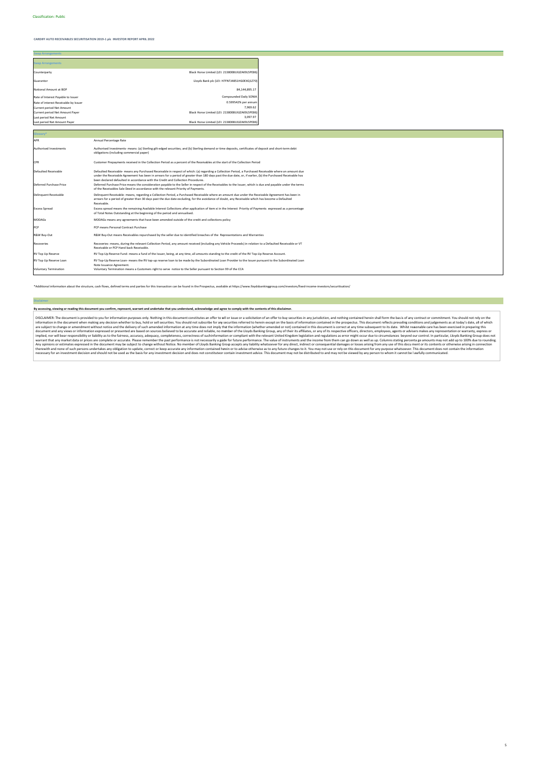Classification: Public

**CARDIFF AUTO RECEIVABLES SECURITISATION 2019-1 plc INVESTOR REPORT APRIL 2022**

## Swap Arrangements

| Swap Arrangements | |
|---|---|
| Counterparty | Black Horse Limited (LEI: 2138008UXJZAK9L5PE86) |
| Guarantor | Lloyds Bank plc (LEI: H7FNTJ4851HG0EXQ1Z70) |
| Notional Amount at BOP | 84,144,895.17 |
| Rate of Interest Payable to Issuer | Compounded Daily SONIA |
| Rate of interest Receivable by Issuer | 0.599542% per annum |
| Current period Net Amount | 7,969.62 |
| Current period Net Amount Payer | Black Horse Limited (LEI: 2138008UXJZAK9L5PE86) |
| Last period Net Amount | 3,097.97 |
| Last period Net Amount Payer | Black Horse Limited (LEI: 2138008UXJZAK9L5PE86) |

## Glossary*

| | |
|---|---|
| APR | Annual Percentage Rate |
| Authorised Investments | Authorised Investments- means: (a) Sterling gilt-edged securities; and (b) Sterling demand or time deposits, certificates of deposit and short-term debt obligations (including commercial paper) |
| CPR | Customer Prepayments received in the Collection Period as a percent of the Receivables at the start of the Collection Period |
| Defaulted Receivable | Defaulted Receivable- means any Purchased Receivable in respect of which: (a) regarding a Collection Period, a Purchased Receivable where an amount due under the Receivable Agreement has been in arrears for a period of greater than 180 days past the due date, or, if earlier, (b) the Purchased Receivable has been declared defaulted in accordance with the Credit and Collection Procedures. |
| Deferred Purchase Price | Deferred Purchase Price means the consideration payable to the Seller in respect of the Receivables to the Issuer, which is due and payable under the terms of the Receivables Sale Deed in accordance with the relevant Priority of Payments. |
| Delinquent Receivable | Delinquent Receivable- means, regarding a Collection Period, a Purchased Receivable where an amount due under the Receivable Agreement has been in arrears for a period of greater than 30 days past the due date excluding, for the avoidance of doubt, any Receivable which has become a Defaulted Receivable. |
| Excess Spread | Excess spread means the remaining Available Interest Collections after application of item xi in the Interest Priority of Payments expressed as a percentage of Total Notes Outstanding at the beginning of the period and annualised. |
| MODAGs | MODAGs means any agreements that have been amended outside of the credit and collections policy |
| PCP | PCP means Personal Contract Purchase |
| R&W Buy-Out | R&W Buy-Out means Receivables repurchased by the seller due to identified breaches of the Representations and Warranties |
| Recoveries | Recoveries- means, during the relevant Collection Period, any amount received (including any Vehicle Proceeds) in relation to a Defaulted Receivable or VT Receivable or PCP Hand back Receivable. |
| RV Top Up Reserve | RV Top-Up Reserve Fund- means a fund of the Issuer, being, at any time, all amounts standing to the credit of the RV Top-Up Reserve Account. |
| RV Top Up Reserve Loan | RV Top-Up Reserve Loan- means the RV top-up reserve loan to be made by the Subordinated Loan Provider to the Issuer pursuant to the Subordinated Loan Note Issuance Agreement. |
| Voluntary Termination | Voluntary Termination means a Customers right to serve notice to the Seller pursuant to Section 99 of the CCA |

*Additional information about the structure, cash flows, defined terms and parties for this transaction can be found in the Prospectus, available at https://www.lloydsbankinggroup.com/investors/fixed-income-investors/securitisation/

## Disclaimer

**By accessing, viewing or reading this document you confirm, represent, warrant and undertake that you understand, acknowledge and agree to comply with the contents of this disclaimer.**

DISCLAIMER: The document is provided to you for information purposes only. Nothing in this document constitutes an offer to sell or issue or a solicitation of an offer to buy securities in any jurisdiction, and nothing contained herein shall form the basis of any contract or commitment. You should not rely on the information in the document when making any decision whether to buy, hold or sell securities. You should not subscribe for any securities referred to herein except on the basis of information contained in the prospectus. This document reflects prevailing conditions and judgements as at today's date, all of which are subject to change or amendment without notice and the delivery of such amended information at any time does not imply that the information (whether amended or not) contained in this document is correct at any time subsequent to its date. Whilst reasonable care has been exercised in preparing this document and any views or information expressed or presented are based on sources believed to be accurate and reliable, no member of the Lloyds Banking Group, any of their its affiliates, or any of its respective officers, directors, employees, agents or advisers makes any representation or warranty, express or implied, nor will bear responsibility or liability as to the fairness, accuracy, adequacy, completeness, correctness of suchinformation or compliant with the relevant United Kingdom legislation and regulations as error might occur due to circumstances beyond our control. In particular, Lloyds Banking Group does not warrant that any market data or prices are complete or accurate. Please remember the past performance is not necessarily a guide for future performance. The value of instruments and the income from them can go down as well as up. Columns stating percentage amounts may not add up to 100% due to rounding. Any opinions or estimates expressed in the document may be subject to change without Notice. No member of Lloyds Banking Group accepts any liability whatsoever for any direct, indirect or consequential damages or losses arising from any use of this document or its contents or otherwise arising in connection therewith and none of such persons undertakes any obligation to update, correct or keep accurate any information contained herein or to advise otherwise as to any future changes to it. You may not use or rely on this document for any purpose whatsoever. This document does not contain the information necessary for an investment decision and should not be used as the basis for any investment decision and does not constituteor contain investment advice. This document may not be distributed to and may not be viewed by any person to whom it cannot be lawfully communicated.